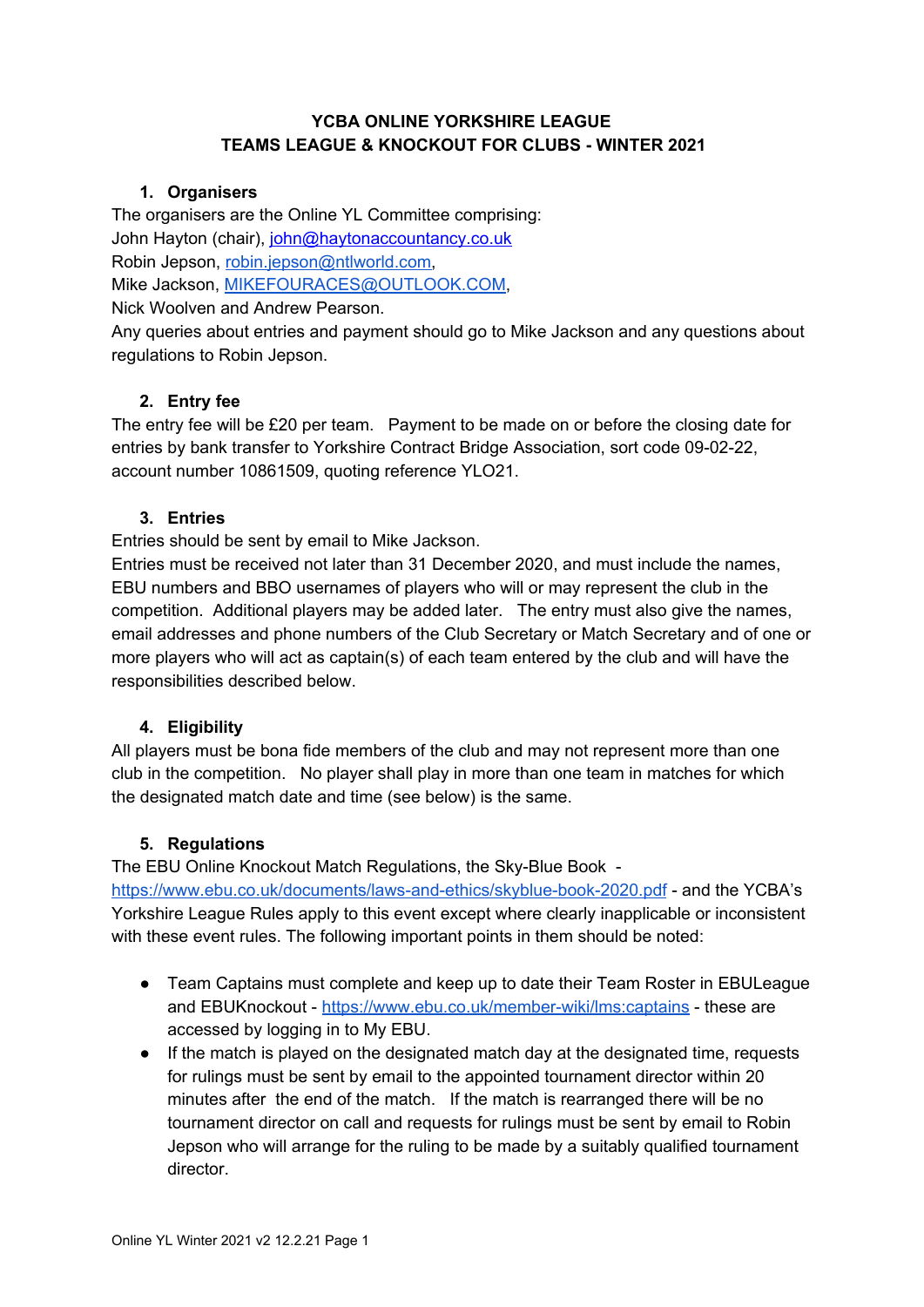# YCBA ONLINE YORKSHIRE LEAGUE
# TEAMS LEAGUE & KNOCKOUT FOR CLUBS - WINTER 2021

## 1. Organisers

The organisers are the Online YL Committee comprising:
John Hayton (chair), john@haytonaccountancy.co.uk
Robin Jepson, robin.jepson@ntlworld.com,
Mike Jackson, MIKEFOURACES@OUTLOOK.COM,
Nick Woolven and Andrew Pearson.
Any queries about entries and payment should go to Mike Jackson and any questions about regulations to Robin Jepson.

## 2. Entry fee

The entry fee will be £20 per team. Payment to be made on or before the closing date for entries by bank transfer to Yorkshire Contract Bridge Association, sort code 09-02-22, account number 10861509, quoting reference YLO21.

## 3. Entries

Entries should be sent by email to Mike Jackson.
Entries must be received not later than 31 December 2020, and must include the names, EBU numbers and BBO usernames of players who will or may represent the club in the competition. Additional players may be added later. The entry must also give the names, email addresses and phone numbers of the Club Secretary or Match Secretary and of one or more players who will act as captain(s) of each team entered by the club and will have the responsibilities described below.

## 4. Eligibility

All players must be bona fide members of the club and may not represent more than one club in the competition. No player shall play in more than one team in matches for which the designated match date and time (see below) is the same.

## 5. Regulations

The EBU Online Knockout Match Regulations, the Sky-Blue Book - https://www.ebu.co.uk/documents/laws-and-ethics/skyblue-book-2020.pdf - and the YCBA's Yorkshire League Rules apply to this event except where clearly inapplicable or inconsistent with these event rules. The following important points in them should be noted:

- Team Captains must complete and keep up to date their Team Roster in EBULeague and EBUKnockout - https://www.ebu.co.uk/member-wiki/lms:captains - these are accessed by logging in to My EBU.
- If the match is played on the designated match day at the designated time, requests for rulings must be sent by email to the appointed tournament director within 20 minutes after the end of the match. If the match is rearranged there will be no tournament director on call and requests for rulings must be sent by email to Robin Jepson who will arrange for the ruling to be made by a suitably qualified tournament director.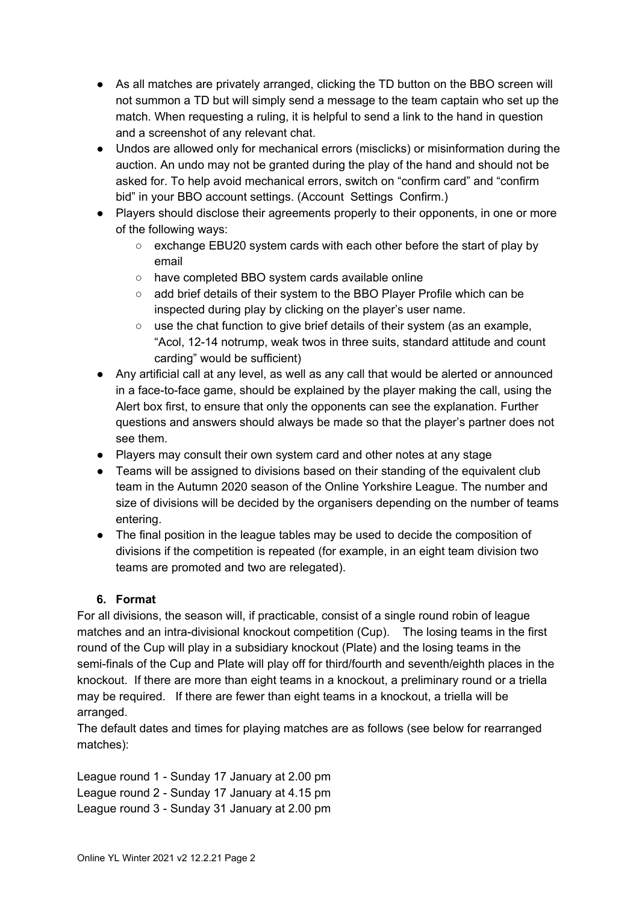- As all matches are privately arranged, clicking the TD button on the BBO screen will not summon a TD but will simply send a message to the team captain who set up the match. When requesting a ruling, it is helpful to send a link to the hand in question and a screenshot of any relevant chat.
- Undos are allowed only for mechanical errors (misclicks) or misinformation during the auction. An undo may not be granted during the play of the hand and should not be asked for. To help avoid mechanical errors, switch on "confirm card" and "confirm bid" in your BBO account settings. (Account Settings Confirm.)
- Players should disclose their agreements properly to their opponents, in one or more of the following ways:
  - exchange EBU20 system cards with each other before the start of play by email
  - have completed BBO system cards available online
  - add brief details of their system to the BBO Player Profile which can be inspected during play by clicking on the player's user name.
  - use the chat function to give brief details of their system (as an example, "Acol, 12-14 notrump, weak twos in three suits, standard attitude and count carding" would be sufficient)
- Any artificial call at any level, as well as any call that would be alerted or announced in a face-to-face game, should be explained by the player making the call, using the Alert box first, to ensure that only the opponents can see the explanation. Further questions and answers should always be made so that the player's partner does not see them.
- Players may consult their own system card and other notes at any stage
- Teams will be assigned to divisions based on their standing of the equivalent club team in the Autumn 2020 season of the Online Yorkshire League. The number and size of divisions will be decided by the organisers depending on the number of teams entering.
- The final position in the league tables may be used to decide the composition of divisions if the competition is repeated (for example, in an eight team division two teams are promoted and two are relegated).

## 6. Format

For all divisions, the season will, if practicable, consist of a single round robin of league matches and an intra-divisional knockout competition (Cup). The losing teams in the first round of the Cup will play in a subsidiary knockout (Plate) and the losing teams in the semi-finals of the Cup and Plate will play off for third/fourth and seventh/eighth places in the knockout. If there are more than eight teams in a knockout, a preliminary round or a triella may be required. If there are fewer than eight teams in a knockout, a triella will be arranged.

The default dates and times for playing matches are as follows (see below for rearranged matches):

League round 1 - Sunday 17 January at 2.00 pm
League round 2 - Sunday 17 January at 4.15 pm
League round 3 - Sunday 31 January at 2.00 pm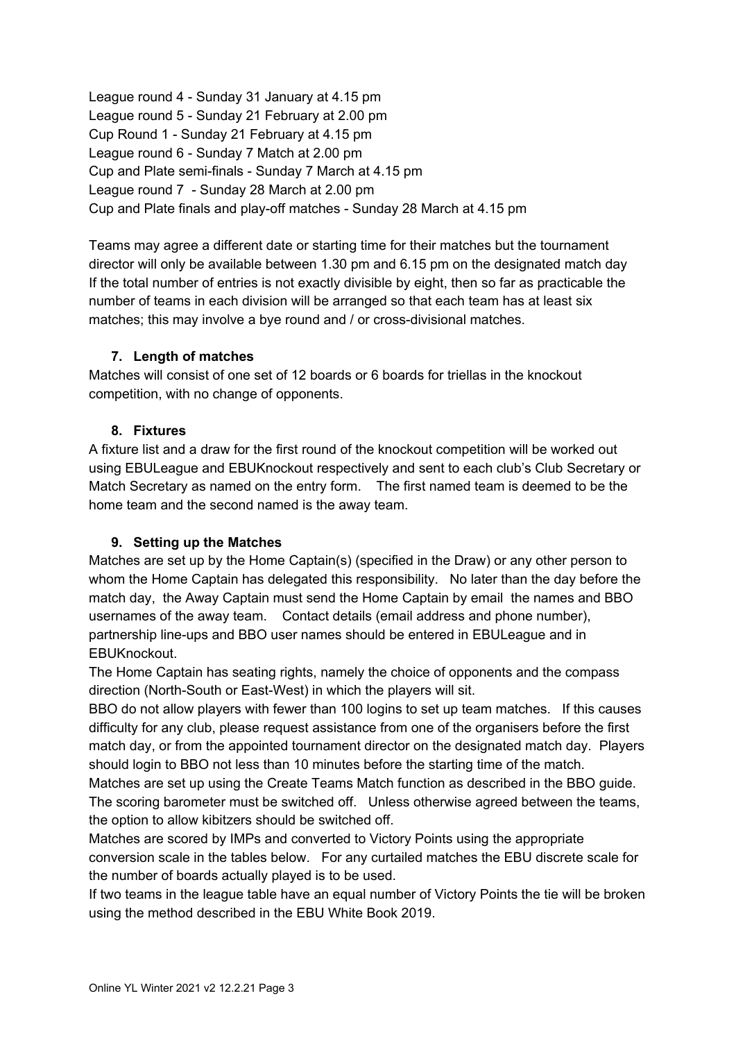League round 4 - Sunday 31 January at 4.15 pm
League round 5 - Sunday 21 February at 2.00 pm
Cup Round 1 - Sunday 21 February at 4.15 pm
League round 6 - Sunday 7 Match at 2.00 pm
Cup and Plate semi-finals - Sunday 7 March at 4.15 pm
League round 7 - Sunday 28 March at 2.00 pm
Cup and Plate finals and play-off matches - Sunday 28 March at 4.15 pm

Teams may agree a different date or starting time for their matches but the tournament director will only be available between 1.30 pm and 6.15 pm on the designated match day If the total number of entries is not exactly divisible by eight, then so far as practicable the number of teams in each division will be arranged so that each team has at least six matches; this may involve a bye round and / or cross-divisional matches.

### 7. Length of matches

Matches will consist of one set of 12 boards or 6 boards for triellas in the knockout competition, with no change of opponents.

### 8. Fixtures

A fixture list and a draw for the first round of the knockout competition will be worked out using EBULeague and EBUKnockout respectively and sent to each club's Club Secretary or Match Secretary as named on the entry form. The first named team is deemed to be the home team and the second named is the away team.

### 9. Setting up the Matches

Matches are set up by the Home Captain(s) (specified in the Draw) or any other person to whom the Home Captain has delegated this responsibility. No later than the day before the match day, the Away Captain must send the Home Captain by email the names and BBO usernames of the away team. Contact details (email address and phone number), partnership line-ups and BBO user names should be entered in EBULeague and in EBUKnockout.

The Home Captain has seating rights, namely the choice of opponents and the compass direction (North-South or East-West) in which the players will sit.

BBO do not allow players with fewer than 100 logins to set up team matches. If this causes difficulty for any club, please request assistance from one of the organisers before the first match day, or from the appointed tournament director on the designated match day. Players should login to BBO not less than 10 minutes before the starting time of the match.

Matches are set up using the Create Teams Match function as described in the BBO guide. The scoring barometer must be switched off. Unless otherwise agreed between the teams, the option to allow kibitzers should be switched off.

Matches are scored by IMPs and converted to Victory Points using the appropriate conversion scale in the tables below. For any curtailed matches the EBU discrete scale for the number of boards actually played is to be used.

If two teams in the league table have an equal number of Victory Points the tie will be broken using the method described in the EBU White Book 2019.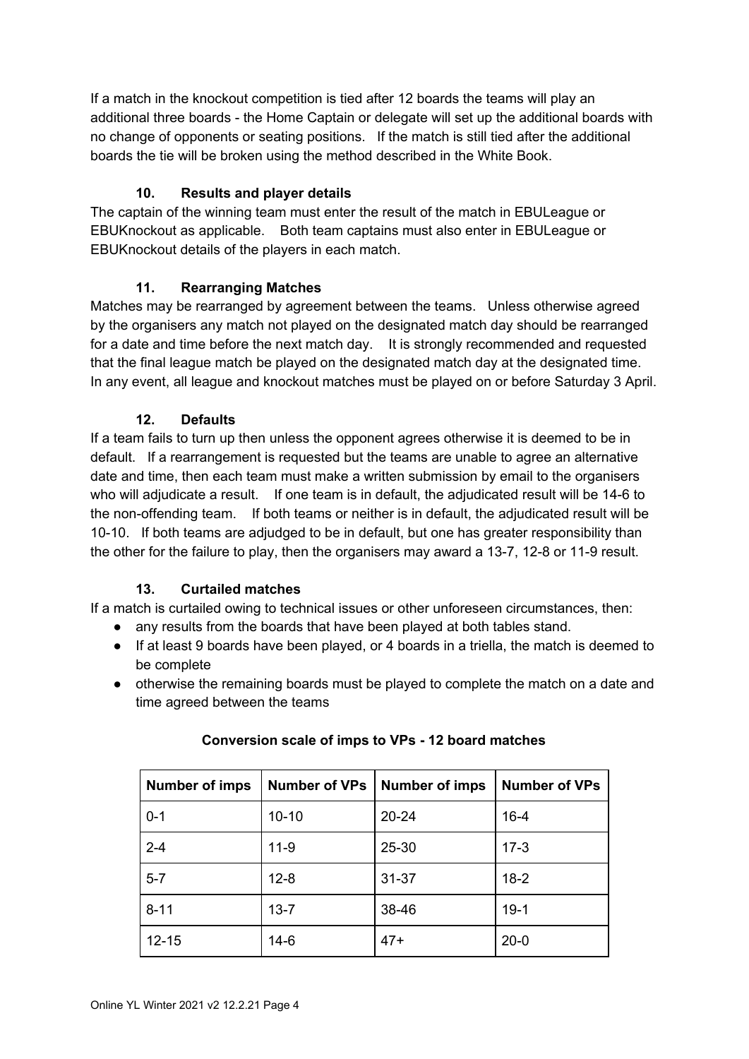If a match in the knockout competition is tied after 12 boards the teams will play an additional three boards - the Home Captain or delegate will set up the additional boards with no change of opponents or seating positions. If the match is still tied after the additional boards the tie will be broken using the method described in the White Book.

### 10. Results and player details

The captain of the winning team must enter the result of the match in EBULeague or EBUKnockout as applicable. Both team captains must also enter in EBULeague or EBUKnockout details of the players in each match.

### 11. Rearranging Matches

Matches may be rearranged by agreement between the teams. Unless otherwise agreed by the organisers any match not played on the designated match day should be rearranged for a date and time before the next match day. It is strongly recommended and requested that the final league match be played on the designated match day at the designated time. In any event, all league and knockout matches must be played on or before Saturday 3 April.

### 12. Defaults

If a team fails to turn up then unless the opponent agrees otherwise it is deemed to be in default. If a rearrangement is requested but the teams are unable to agree an alternative date and time, then each team must make a written submission by email to the organisers who will adjudicate a result. If one team is in default, the adjudicated result will be 14-6 to the non-offending team. If both teams or neither is in default, the adjudicated result will be 10-10. If both teams are adjudged to be in default, but one has greater responsibility than the other for the failure to play, then the organisers may award a 13-7, 12-8 or 11-9 result.

### 13. Curtailed matches

If a match is curtailed owing to technical issues or other unforeseen circumstances, then:

- any results from the boards that have been played at both tables stand.
- If at least 9 boards have been played, or 4 boards in a triella, the match is deemed to be complete
- otherwise the remaining boards must be played to complete the match on a date and time agreed between the teams

**Conversion scale of imps to VPs - 12 board matches**

| Number of imps | Number of VPs | Number of imps | Number of VPs |
|---|---|---|---|
| 0-1 | 10-10 | 20-24 | 16-4 |
| 2-4 | 11-9 | 25-30 | 17-3 |
| 5-7 | 12-8 | 31-37 | 18-2 |
| 8-11 | 13-7 | 38-46 | 19-1 |
| 12-15 | 14-6 | 47+ | 20-0 |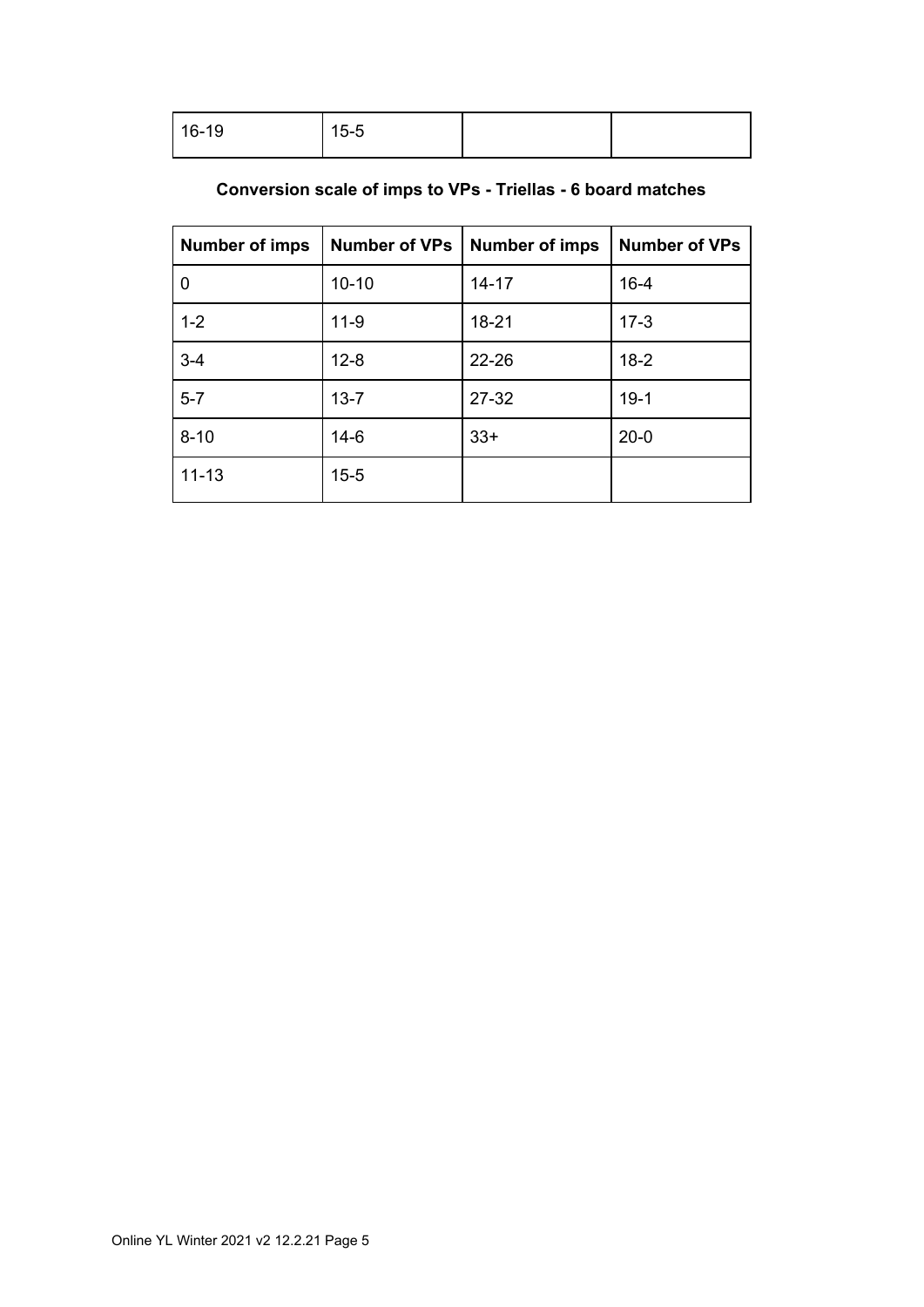| | | | |
|---|---|---|---|
| 16-19 | 15-5 | | |

**Conversion scale of imps to VPs - Triellas - 6 board matches**

| Number of imps | Number of VPs | Number of imps | Number of VPs |
|---|---|---|---|
| 0 | 10-10 | 14-17 | 16-4 |
| 1-2 | 11-9 | 18-21 | 17-3 |
| 3-4 | 12-8 | 22-26 | 18-2 |
| 5-7 | 13-7 | 27-32 | 19-1 |
| 8-10 | 14-6 | 33+ | 20-0 |
| 11-13 | 15-5 | | |